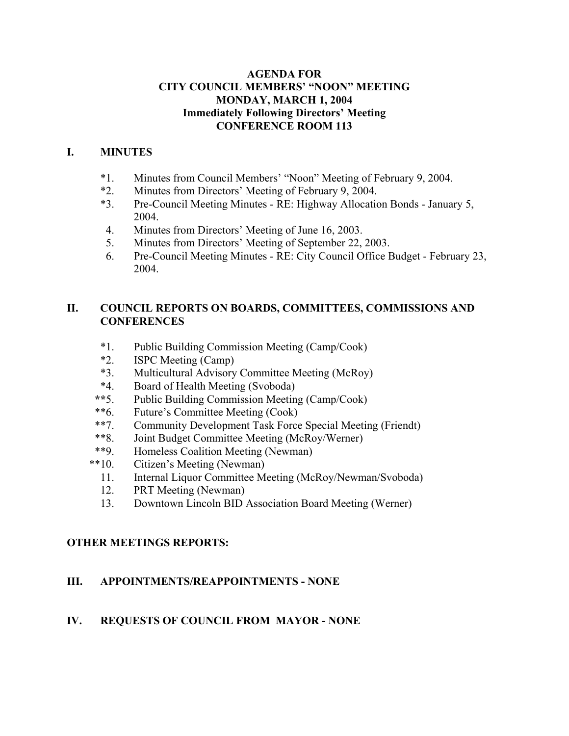**AGENDA FOR**
**CITY COUNCIL MEMBERS' "NOON" MEETING**
**MONDAY, MARCH 1, 2004**
**Immediately Following Directors' Meeting**
**CONFERENCE ROOM 113**

## I. MINUTES

*1. Minutes from Council Members' "Noon" Meeting of February 9, 2004.
*2. Minutes from Directors' Meeting of February 9, 2004.
*3. Pre-Council Meeting Minutes - RE: Highway Allocation Bonds - January 5, 2004.
4. Minutes from Directors' Meeting of June 16, 2003.
5. Minutes from Directors' Meeting of September 22, 2003.
6. Pre-Council Meeting Minutes - RE: City Council Office Budget - February 23, 2004.

## II. COUNCIL REPORTS ON BOARDS, COMMITTEES, COMMISSIONS AND CONFERENCES

*1. Public Building Commission Meeting (Camp/Cook)
*2. ISPC Meeting (Camp)
*3. Multicultural Advisory Committee Meeting (McRoy)
*4. Board of Health Meeting (Svoboda)
**5. Public Building Commission Meeting (Camp/Cook)
**6. Future's Committee Meeting (Cook)
**7. Community Development Task Force Special Meeting (Friendt)
**8. Joint Budget Committee Meeting (McRoy/Werner)
**9. Homeless Coalition Meeting (Newman)
**10. Citizen's Meeting (Newman)
11. Internal Liquor Committee Meeting (McRoy/Newman/Svoboda)
12. PRT Meeting (Newman)
13. Downtown Lincoln BID Association Board Meeting (Werner)

## OTHER MEETINGS REPORTS:

## III. APPOINTMENTS/REAPPOINTMENTS - NONE

## IV. REQUESTS OF COUNCIL FROM MAYOR - NONE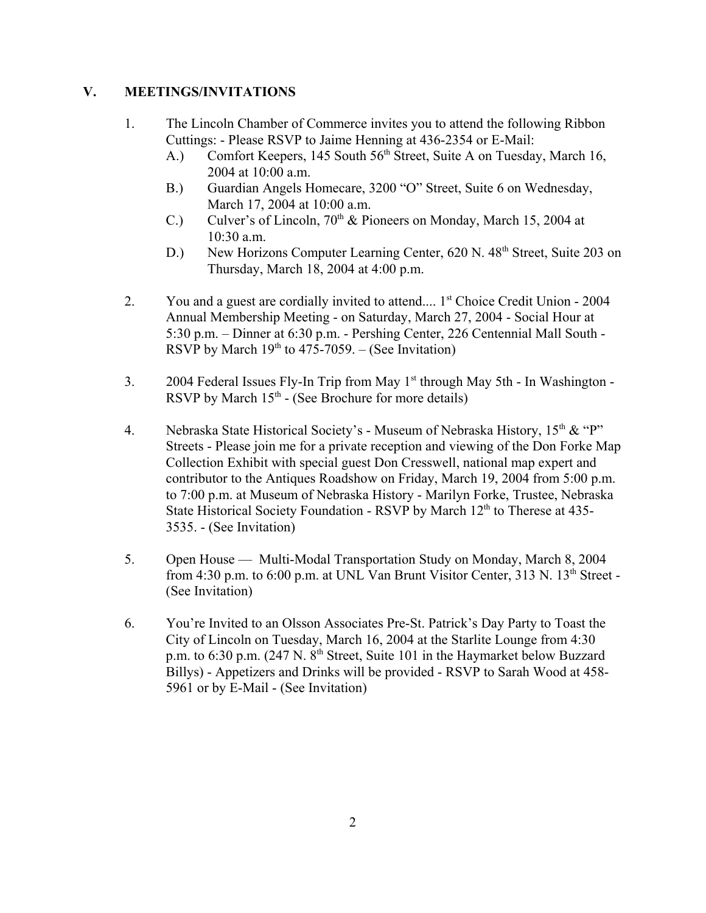## V. MEETINGS/INVITATIONS

1. The Lincoln Chamber of Commerce invites you to attend the following Ribbon Cuttings: - Please RSVP to Jaime Henning at 436-2354 or E-Mail:
   - A.) Comfort Keepers, 145 South 56th Street, Suite A on Tuesday, March 16, 2004 at 10:00 a.m.
   - B.) Guardian Angels Homecare, 3200 "O" Street, Suite 6 on Wednesday, March 17, 2004 at 10:00 a.m.
   - C.) Culver's of Lincoln, 70th & Pioneers on Monday, March 15, 2004 at 10:30 a.m.
   - D.) New Horizons Computer Learning Center, 620 N. 48th Street, Suite 203 on Thursday, March 18, 2004 at 4:00 p.m.

2. You and a guest are cordially invited to attend.... 1st Choice Credit Union - 2004 Annual Membership Meeting - on Saturday, March 27, 2004 - Social Hour at 5:30 p.m. – Dinner at 6:30 p.m. - Pershing Center, 226 Centennial Mall South - RSVP by March 19th to 475-7059. – (See Invitation)

3. 2004 Federal Issues Fly-In Trip from May 1st through May 5th - In Washington - RSVP by March 15th - (See Brochure for more details)

4. Nebraska State Historical Society's - Museum of Nebraska History, 15th & "P" Streets - Please join me for a private reception and viewing of the Don Forke Map Collection Exhibit with special guest Don Cresswell, national map expert and contributor to the Antiques Roadshow on Friday, March 19, 2004 from 5:00 p.m. to 7:00 p.m. at Museum of Nebraska History - Marilyn Forke, Trustee, Nebraska State Historical Society Foundation - RSVP by March 12th to Therese at 435-3535. - (See Invitation)

5. Open House — Multi-Modal Transportation Study on Monday, March 8, 2004 from 4:30 p.m. to 6:00 p.m. at UNL Van Brunt Visitor Center, 313 N. 13th Street - (See Invitation)

6. You're Invited to an Olsson Associates Pre-St. Patrick's Day Party to Toast the City of Lincoln on Tuesday, March 16, 2004 at the Starlite Lounge from 4:30 p.m. to 6:30 p.m. (247 N. 8th Street, Suite 101 in the Haymarket below Buzzard Billys) - Appetizers and Drinks will be provided - RSVP to Sarah Wood at 458-5961 or by E-Mail - (See Invitation)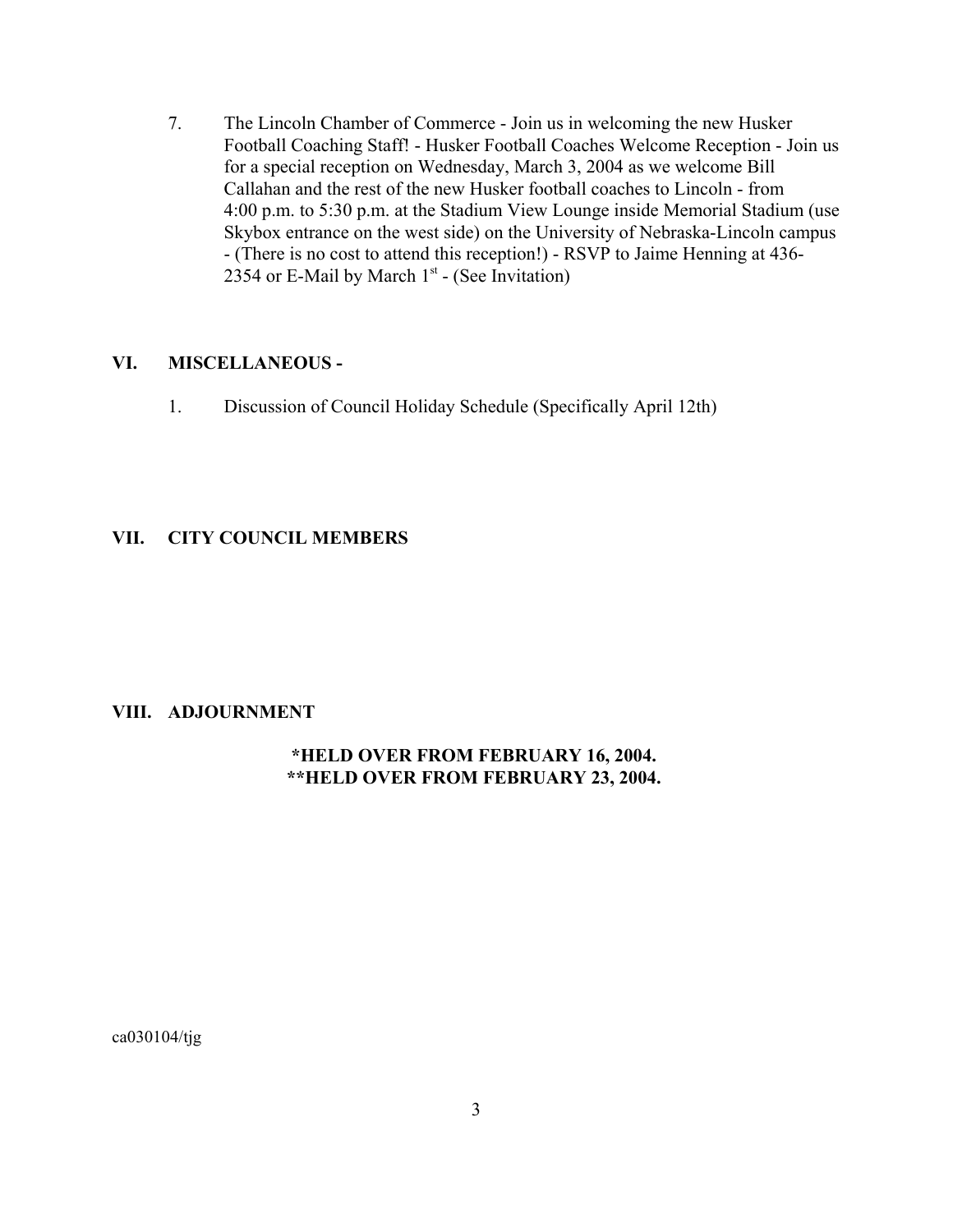7. The Lincoln Chamber of Commerce - Join us in welcoming the new Husker Football Coaching Staff! - Husker Football Coaches Welcome Reception - Join us for a special reception on Wednesday, March 3, 2004 as we welcome Bill Callahan and the rest of the new Husker football coaches to Lincoln - from 4:00 p.m. to 5:30 p.m. at the Stadium View Lounge inside Memorial Stadium (use Skybox entrance on the west side) on the University of Nebraska-Lincoln campus - (There is no cost to attend this reception!) - RSVP to Jaime Henning at 436-2354 or E-Mail by March 1st - (See Invitation)

## VI. MISCELLANEOUS -

1. Discussion of Council Holiday Schedule (Specifically April 12th)

## VII. CITY COUNCIL MEMBERS

## VIII. ADJOURNMENT

**\*HELD OVER FROM FEBRUARY 16, 2004.**
**\*\*HELD OVER FROM FEBRUARY 23, 2004.**

ca030104/tjg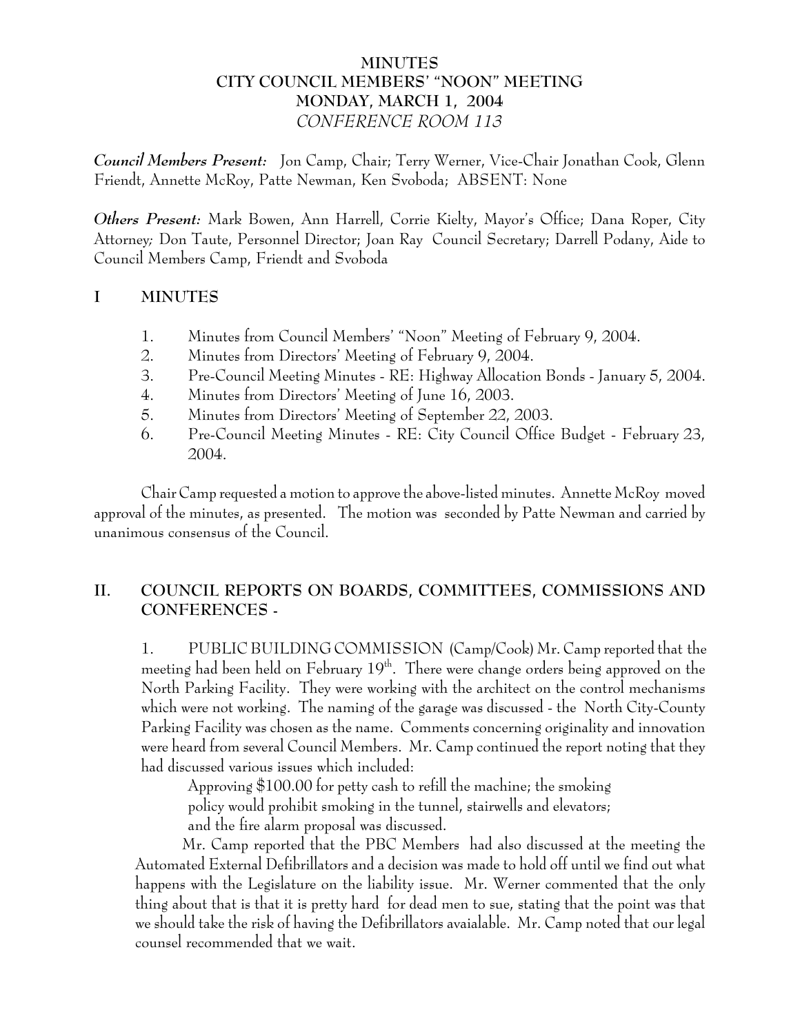# MINUTES
# CITY COUNCIL MEMBERS' "NOON" MEETING
# MONDAY, MARCH 1, 2004
## *CONFERENCE ROOM 113*

***Council Members Present:*** Jon Camp, Chair; Terry Werner, Vice-Chair Jonathan Cook, Glenn Friendt, Annette McRoy, Patte Newman, Ken Svoboda; ABSENT: None

***Others Present:*** Mark Bowen, Ann Harrell, Corrie Kielty, Mayor's Office; Dana Roper, City Attorney; Don Taute, Personnel Director; Joan Ray Council Secretary; Darrell Podany, Aide to Council Members Camp, Friendt and Svoboda

## I MINUTES

1. Minutes from Council Members' "Noon" Meeting of February 9, 2004.
2. Minutes from Directors' Meeting of February 9, 2004.
3. Pre-Council Meeting Minutes - RE: Highway Allocation Bonds - January 5, 2004.
4. Minutes from Directors' Meeting of June 16, 2003.
5. Minutes from Directors' Meeting of September 22, 2003.
6. Pre-Council Meeting Minutes - RE: City Council Office Budget - February 23, 2004.

Chair Camp requested a motion to approve the above-listed minutes. Annette McRoy moved approval of the minutes, as presented. The motion was seconded by Patte Newman and carried by unanimous consensus of the Council.

## II. COUNCIL REPORTS ON BOARDS, COMMITTEES, COMMISSIONS AND CONFERENCES -

1. PUBLIC BUILDING COMMISSION (Camp/Cook) Mr. Camp reported that the meeting had been held on February 19th. There were change orders being approved on the North Parking Facility. They were working with the architect on the control mechanisms which were not working. The naming of the garage was discussed - the North City-County Parking Facility was chosen as the name. Comments concerning originality and innovation were heard from several Council Members. Mr. Camp continued the report noting that they had discussed various issues which included:

Approving $100.00 for petty cash to refill the machine; the smoking policy would prohibit smoking in the tunnel, stairwells and elevators; and the fire alarm proposal was discussed.

Mr. Camp reported that the PBC Members had also discussed at the meeting the Automated External Defibrillators and a decision was made to hold off until we find out what happens with the Legislature on the liability issue. Mr. Werner commented that the only thing about that is that it is pretty hard for dead men to sue, stating that the point was that we should take the risk of having the Defibrillators avaialable. Mr. Camp noted that our legal counsel recommended that we wait.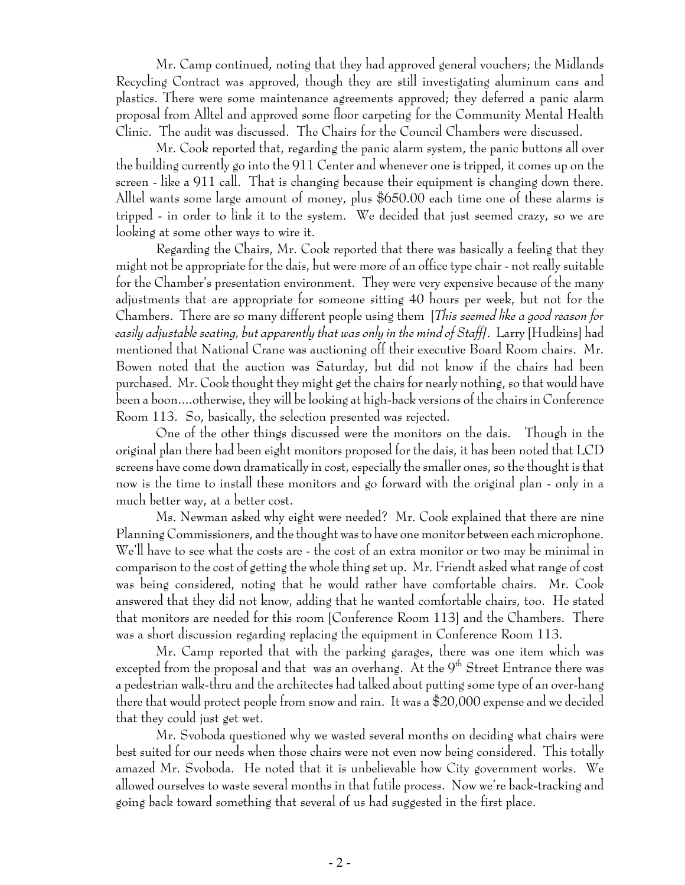Mr. Camp continued, noting that they had approved general vouchers; the Midlands Recycling Contract was approved, though they are still investigating aluminum cans and plastics. There were some maintenance agreements approved; they deferred a panic alarm proposal from Alltel and approved some floor carpeting for the Community Mental Health Clinic. The audit was discussed. The Chairs for the Council Chambers were discussed.

Mr. Cook reported that, regarding the panic alarm system, the panic buttons all over the building currently go into the 911 Center and whenever one is tripped, it comes up on the screen - like a 911 call. That is changing because their equipment is changing down there. Alltel wants some large amount of money, plus $650.00 each time one of these alarms is tripped - in order to link it to the system. We decided that just seemed crazy, so we are looking at some other ways to wire it.

Regarding the Chairs, Mr. Cook reported that there was basically a feeling that they might not be appropriate for the dais, but were more of an office type chair - not really suitable for the Chamber's presentation environment. They were very expensive because of the many adjustments that are appropriate for someone sitting 40 hours per week, but not for the Chambers. There are so many different people using them [*This seemed like a good reason for easily adjustable seating, but apparently that was only in the mind of Staff]*. Larry [Hudkins] had mentioned that National Crane was auctioning off their executive Board Room chairs. Mr. Bowen noted that the auction was Saturday, but did not know if the chairs had been purchased. Mr. Cook thought they might get the chairs for nearly nothing, so that would have been a boon....otherwise, they will be looking at high-back versions of the chairs in Conference Room 113. So, basically, the selection presented was rejected.

One of the other things discussed were the monitors on the dais. Though in the original plan there had been eight monitors proposed for the dais, it has been noted that LCD screens have come down dramatically in cost, especially the smaller ones, so the thought is that now is the time to install these monitors and go forward with the original plan - only in a much better way, at a better cost.

Ms. Newman asked why eight were needed? Mr. Cook explained that there are nine Planning Commissioners, and the thought was to have one monitor between each microphone. We'll have to see what the costs are - the cost of an extra monitor or two may be minimal in comparison to the cost of getting the whole thing set up. Mr. Friendt asked what range of cost was being considered, noting that he would rather have comfortable chairs. Mr. Cook answered that they did not know, adding that he wanted comfortable chairs, too. He stated that monitors are needed for this room [Conference Room 113] and the Chambers. There was a short discussion regarding replacing the equipment in Conference Room 113.

Mr. Camp reported that with the parking garages, there was one item which was excepted from the proposal and that was an overhang. At the 9th Street Entrance there was a pedestrian walk-thru and the architectes had talked about putting some type of an over-hang there that would protect people from snow and rain. It was a $20,000 expense and we decided that they could just get wet.

Mr. Svoboda questioned why we wasted several months on deciding what chairs were best suited for our needs when those chairs were not even now being considered. This totally amazed Mr. Svoboda. He noted that it is unbelievable how City government works. We allowed ourselves to waste several months in that futile process. Now we're back-tracking and going back toward something that several of us had suggested in the first place.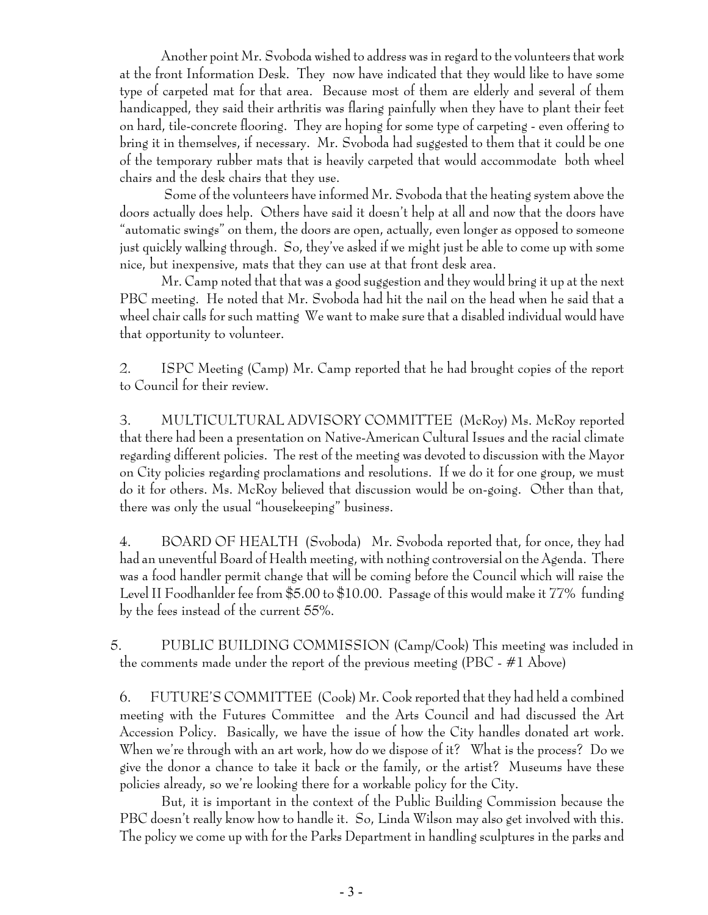Another point Mr. Svoboda wished to address was in regard to the volunteers that work at the front Information Desk. They now have indicated that they would like to have some type of carpeted mat for that area. Because most of them are elderly and several of them handicapped, they said their arthritis was flaring painfully when they have to plant their feet on hard, tile-concrete flooring. They are hoping for some type of carpeting - even offering to bring it in themselves, if necessary. Mr. Svoboda had suggested to them that it could be one of the temporary rubber mats that is heavily carpeted that would accommodate both wheel chairs and the desk chairs that they use.

Some of the volunteers have informed Mr. Svoboda that the heating system above the doors actually does help. Others have said it doesn't help at all and now that the doors have "automatic swings" on them, the doors are open, actually, even longer as opposed to someone just quickly walking through. So, they've asked if we might just be able to come up with some nice, but inexpensive, mats that they can use at that front desk area.

Mr. Camp noted that that was a good suggestion and they would bring it up at the next PBC meeting. He noted that Mr. Svoboda had hit the nail on the head when he said that a wheel chair calls for such matting We want to make sure that a disabled individual would have that opportunity to volunteer.

2. ISPC Meeting (Camp) Mr. Camp reported that he had brought copies of the report to Council for their review.

3. MULTICULTURAL ADVISORY COMMITTEE (McRoy) Ms. McRoy reported that there had been a presentation on Native-American Cultural Issues and the racial climate regarding different policies. The rest of the meeting was devoted to discussion with the Mayor on City policies regarding proclamations and resolutions. If we do it for one group, we must do it for others. Ms. McRoy believed that discussion would be on-going. Other than that, there was only the usual "housekeeping" business.

4. BOARD OF HEALTH (Svoboda) Mr. Svoboda reported that, for once, they had had an uneventful Board of Health meeting, with nothing controversial on the Agenda. There was a food handler permit change that will be coming before the Council which will raise the Level II Foodhanlder fee from $5.00 to $10.00. Passage of this would make it 77% funding by the fees instead of the current 55%.

5. PUBLIC BUILDING COMMISSION (Camp/Cook) This meeting was included in the comments made under the report of the previous meeting (PBC - #1 Above)

6. FUTURE'S COMMITTEE (Cook) Mr. Cook reported that they had held a combined meeting with the Futures Committee and the Arts Council and had discussed the Art Accession Policy. Basically, we have the issue of how the City handles donated art work. When we're through with an art work, how do we dispose of it? What is the process? Do we give the donor a chance to take it back or the family, or the artist? Museums have these policies already, so we're looking there for a workable policy for the City.

But, it is important in the context of the Public Building Commission because the PBC doesn't really know how to handle it. So, Linda Wilson may also get involved with this. The policy we come up with for the Parks Department in handling sculptures in the parks and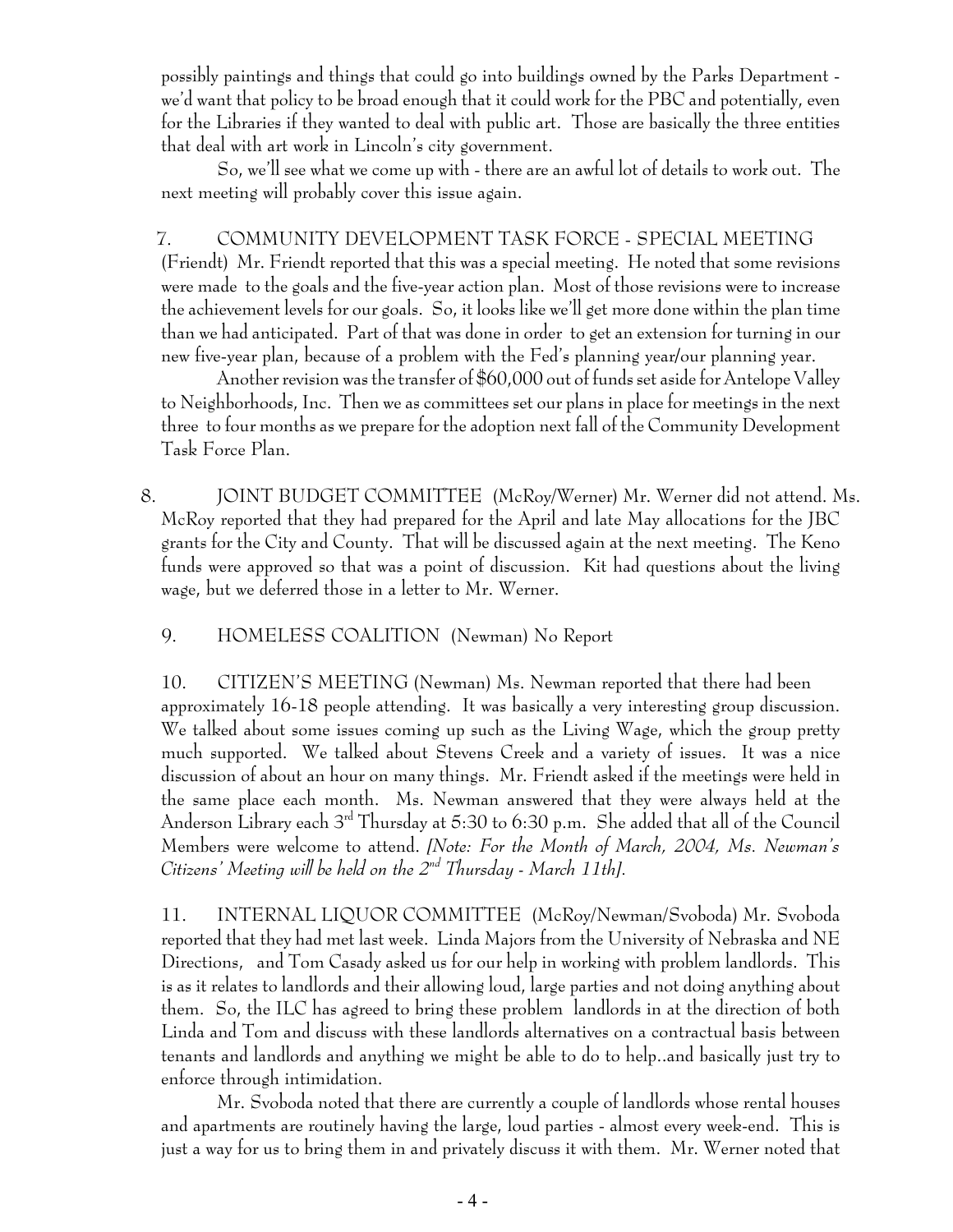possibly paintings and things that could go into buildings owned by the Parks Department - we'd want that policy to be broad enough that it could work for the PBC and potentially, even for the Libraries if they wanted to deal with public art. Those are basically the three entities that deal with art work in Lincoln's city government.

So, we'll see what we come up with - there are an awful lot of details to work out. The next meeting will probably cover this issue again.

7. COMMUNITY DEVELOPMENT TASK FORCE - SPECIAL MEETING (Friendt) Mr. Friendt reported that this was a special meeting. He noted that some revisions were made to the goals and the five-year action plan. Most of those revisions were to increase the achievement levels for our goals. So, it looks like we'll get more done within the plan time than we had anticipated. Part of that was done in order to get an extension for turning in our new five-year plan, because of a problem with the Fed's planning year/our planning year.

Another revision was the transfer of $60,000 out of funds set aside for Antelope Valley to Neighborhoods, Inc. Then we as committees set our plans in place for meetings in the next three to four months as we prepare for the adoption next fall of the Community Development Task Force Plan.

8. JOINT BUDGET COMMITTEE (McRoy/Werner) Mr. Werner did not attend. Ms. McRoy reported that they had prepared for the April and late May allocations for the JBC grants for the City and County. That will be discussed again at the next meeting. The Keno funds were approved so that was a point of discussion. Kit had questions about the living wage, but we deferred those in a letter to Mr. Werner.

9. HOMELESS COALITION (Newman) No Report

10. CITIZEN'S MEETING (Newman) Ms. Newman reported that there had been approximately 16-18 people attending. It was basically a very interesting group discussion. We talked about some issues coming up such as the Living Wage, which the group pretty much supported. We talked about Stevens Creek and a variety of issues. It was a nice discussion of about an hour on many things. Mr. Friendt asked if the meetings were held in the same place each month. Ms. Newman answered that they were always held at the Anderson Library each 3rd Thursday at 5:30 to 6:30 p.m. She added that all of the Council Members were welcome to attend. *[Note: For the Month of March, 2004, Ms. Newman's Citizens' Meeting will be held on the 2nd Thursday - March 11th].*

11. INTERNAL LIQUOR COMMITTEE (McRoy/Newman/Svoboda) Mr. Svoboda reported that they had met last week. Linda Majors from the University of Nebraska and NE Directions, and Tom Casady asked us for our help in working with problem landlords. This is as it relates to landlords and their allowing loud, large parties and not doing anything about them. So, the ILC has agreed to bring these problem landlords in at the direction of both Linda and Tom and discuss with these landlords alternatives on a contractual basis between tenants and landlords and anything we might be able to do to help..and basically just try to enforce through intimidation.

Mr. Svoboda noted that there are currently a couple of landlords whose rental houses and apartments are routinely having the large, loud parties - almost every week-end. This is just a way for us to bring them in and privately discuss it with them. Mr. Werner noted that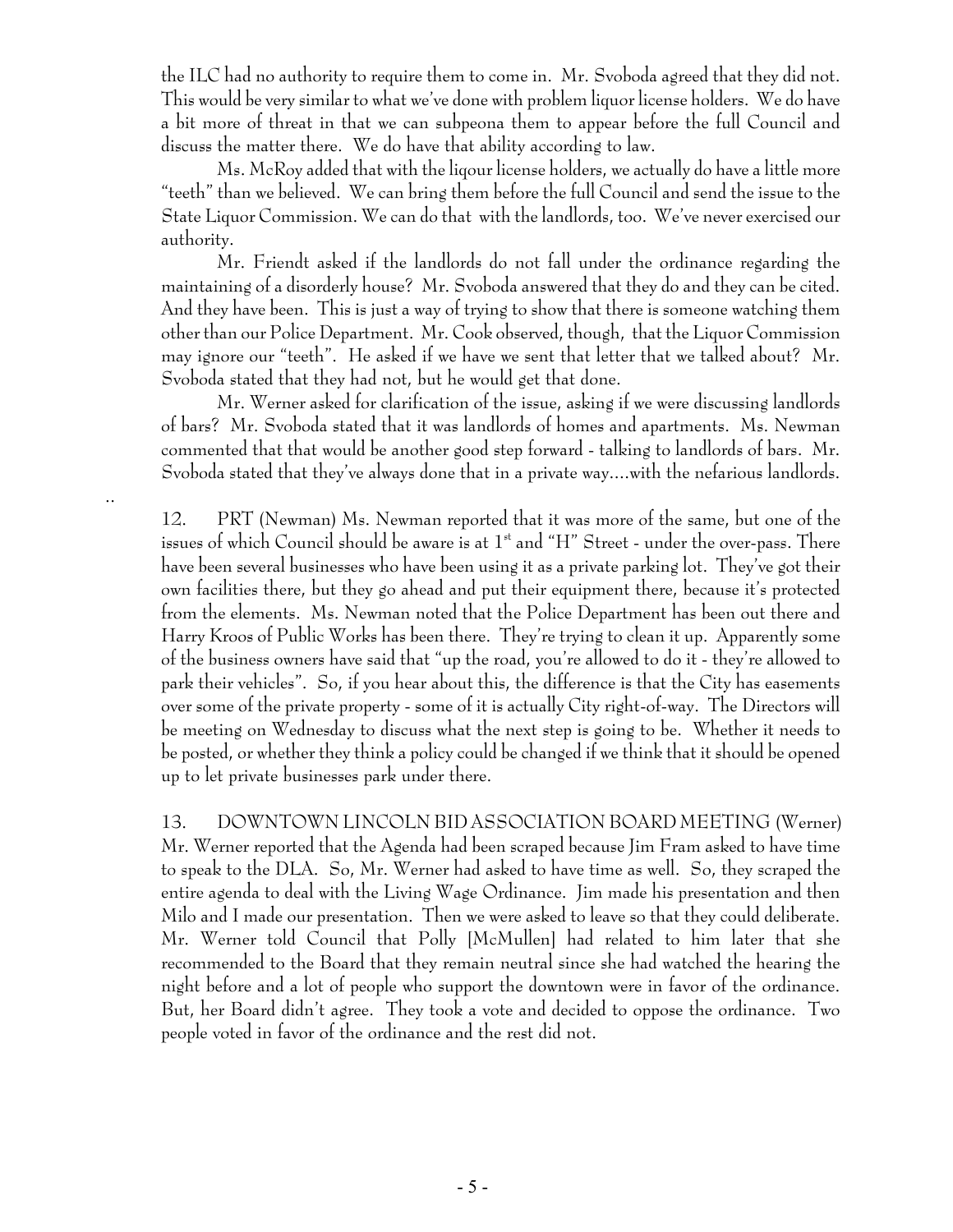the ILC had no authority to require them to come in. Mr. Svoboda agreed that they did not. This would be very similar to what we've done with problem liquor license holders. We do have a bit more of threat in that we can subpeona them to appear before the full Council and discuss the matter there. We do have that ability according to law.

Ms. McRoy added that with the liqour license holders, we actually do have a little more "teeth" than we believed. We can bring them before the full Council and send the issue to the State Liquor Commission. We can do that with the landlords, too. We've never exercised our authority.

Mr. Friendt asked if the landlords do not fall under the ordinance regarding the maintaining of a disorderly house? Mr. Svoboda answered that they do and they can be cited. And they have been. This is just a way of trying to show that there is someone watching them other than our Police Department. Mr. Cook observed, though, that the Liquor Commission may ignore our "teeth". He asked if we have we sent that letter that we talked about? Mr. Svoboda stated that they had not, but he would get that done.

Mr. Werner asked for clarification of the issue, asking if we were discussing landlords of bars? Mr. Svoboda stated that it was landlords of homes and apartments. Ms. Newman commented that that would be another good step forward - talking to landlords of bars. Mr. Svoboda stated that they've always done that in a private way....with the nefarious landlords.

..

12. PRT (Newman) Ms. Newman reported that it was more of the same, but one of the issues of which Council should be aware is at 1st and "H" Street - under the over-pass. There have been several businesses who have been using it as a private parking lot. They've got their own facilities there, but they go ahead and put their equipment there, because it's protected from the elements. Ms. Newman noted that the Police Department has been out there and Harry Kroos of Public Works has been there. They're trying to clean it up. Apparently some of the business owners have said that "up the road, you're allowed to do it - they're allowed to park their vehicles". So, if you hear about this, the difference is that the City has easements over some of the private property - some of it is actually City right-of-way. The Directors will be meeting on Wednesday to discuss what the next step is going to be. Whether it needs to be posted, or whether they think a policy could be changed if we think that it should be opened up to let private businesses park under there.

13. DOWNTOWN LINCOLN BID ASSOCIATION BOARD MEETING (Werner) Mr. Werner reported that the Agenda had been scraped because Jim Fram asked to have time to speak to the DLA. So, Mr. Werner had asked to have time as well. So, they scraped the entire agenda to deal with the Living Wage Ordinance. Jim made his presentation and then Milo and I made our presentation. Then we were asked to leave so that they could deliberate. Mr. Werner told Council that Polly [McMullen] had related to him later that she recommended to the Board that they remain neutral since she had watched the hearing the night before and a lot of people who support the downtown were in favor of the ordinance. But, her Board didn't agree. They took a vote and decided to oppose the ordinance. Two people voted in favor of the ordinance and the rest did not.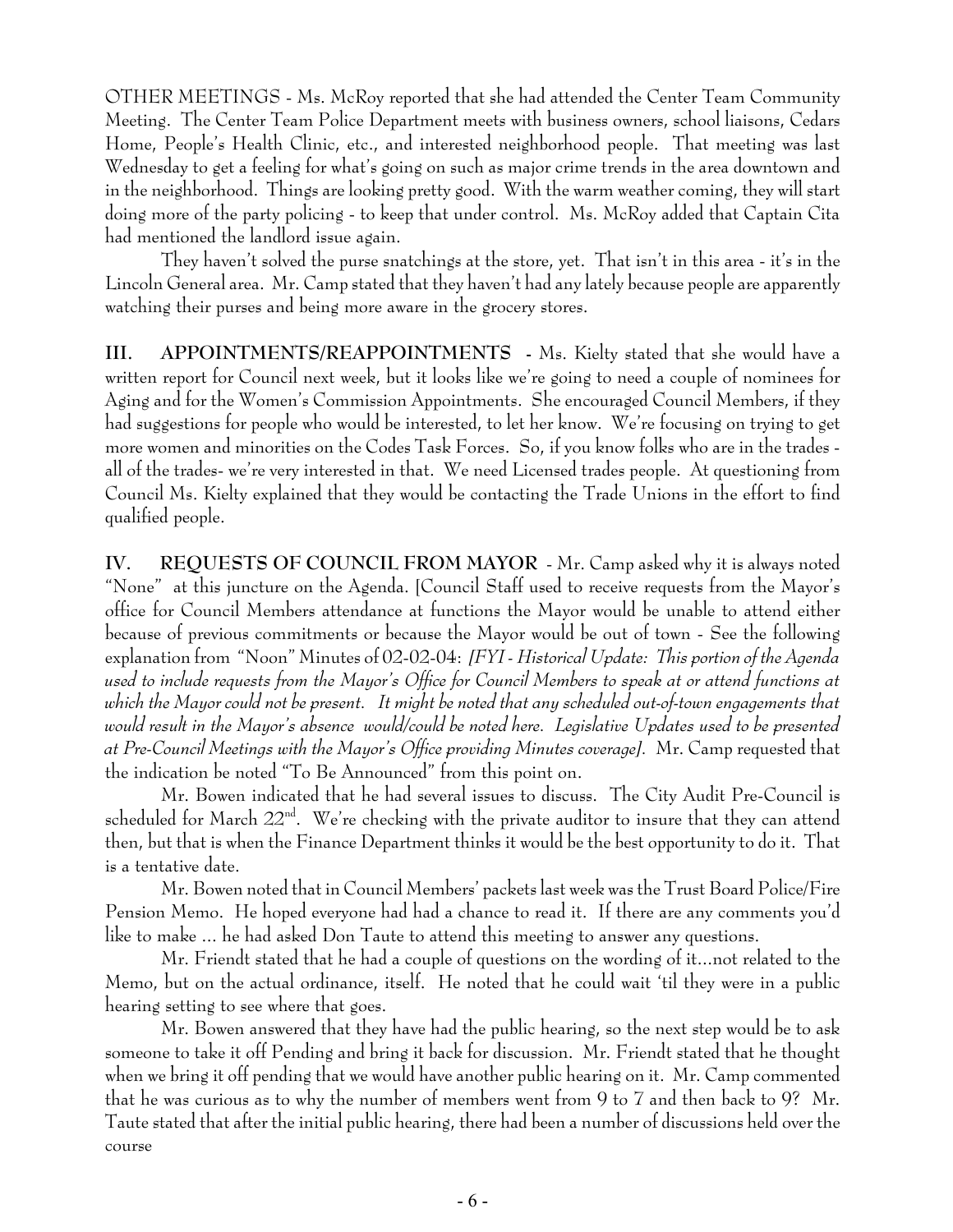OTHER MEETINGS - Ms. McRoy reported that she had attended the Center Team Community Meeting. The Center Team Police Department meets with business owners, school liaisons, Cedars Home, People's Health Clinic, etc., and interested neighborhood people. That meeting was last Wednesday to get a feeling for what's going on such as major crime trends in the area downtown and in the neighborhood. Things are looking pretty good. With the warm weather coming, they will start doing more of the party policing - to keep that under control. Ms. McRoy added that Captain Cita had mentioned the landlord issue again.

They haven't solved the purse snatchings at the store, yet. That isn't in this area - it's in the Lincoln General area. Mr. Camp stated that they haven't had any lately because people are apparently watching their purses and being more aware in the grocery stores.

**III. APPOINTMENTS/REAPPOINTMENTS** - Ms. Kielty stated that she would have a written report for Council next week, but it looks like we're going to need a couple of nominees for Aging and for the Women's Commission Appointments. She encouraged Council Members, if they had suggestions for people who would be interested, to let her know. We're focusing on trying to get more women and minorities on the Codes Task Forces. So, if you know folks who are in the trades - all of the trades- we're very interested in that. We need Licensed trades people. At questioning from Council Ms. Kielty explained that they would be contacting the Trade Unions in the effort to find qualified people.

**IV. REQUESTS OF COUNCIL FROM MAYOR** - Mr. Camp asked why it is always noted "None" at this juncture on the Agenda. [Council Staff used to receive requests from the Mayor's office for Council Members attendance at functions the Mayor would be unable to attend either because of previous commitments or because the Mayor would be out of town - See the following explanation from "Noon" Minutes of 02-02-04: *[FYI - Historical Update: This portion of the Agenda used to include requests from the Mayor's Office for Council Members to speak at or attend functions at which the Mayor could not be present. It might be noted that any scheduled out-of-town engagements that would result in the Mayor's absence would/could be noted here. Legislative Updates used to be presented at Pre-Council Meetings with the Mayor's Office providing Minutes coverage].* Mr. Camp requested that the indication be noted "To Be Announced" from this point on.

Mr. Bowen indicated that he had several issues to discuss. The City Audit Pre-Council is scheduled for March 22nd. We're checking with the private auditor to insure that they can attend then, but that is when the Finance Department thinks it would be the best opportunity to do it. That is a tentative date.

Mr. Bowen noted that in Council Members' packets last week was the Trust Board Police/Fire Pension Memo. He hoped everyone had had a chance to read it. If there are any comments you'd like to make ... he had asked Don Taute to attend this meeting to answer any questions.

Mr. Friendt stated that he had a couple of questions on the wording of it...not related to the Memo, but on the actual ordinance, itself. He noted that he could wait 'til they were in a public hearing setting to see where that goes.

Mr. Bowen answered that they have had the public hearing, so the next step would be to ask someone to take it off Pending and bring it back for discussion. Mr. Friendt stated that he thought when we bring it off pending that we would have another public hearing on it. Mr. Camp commented that he was curious as to why the number of members went from 9 to 7 and then back to 9? Mr. Taute stated that after the initial public hearing, there had been a number of discussions held over the course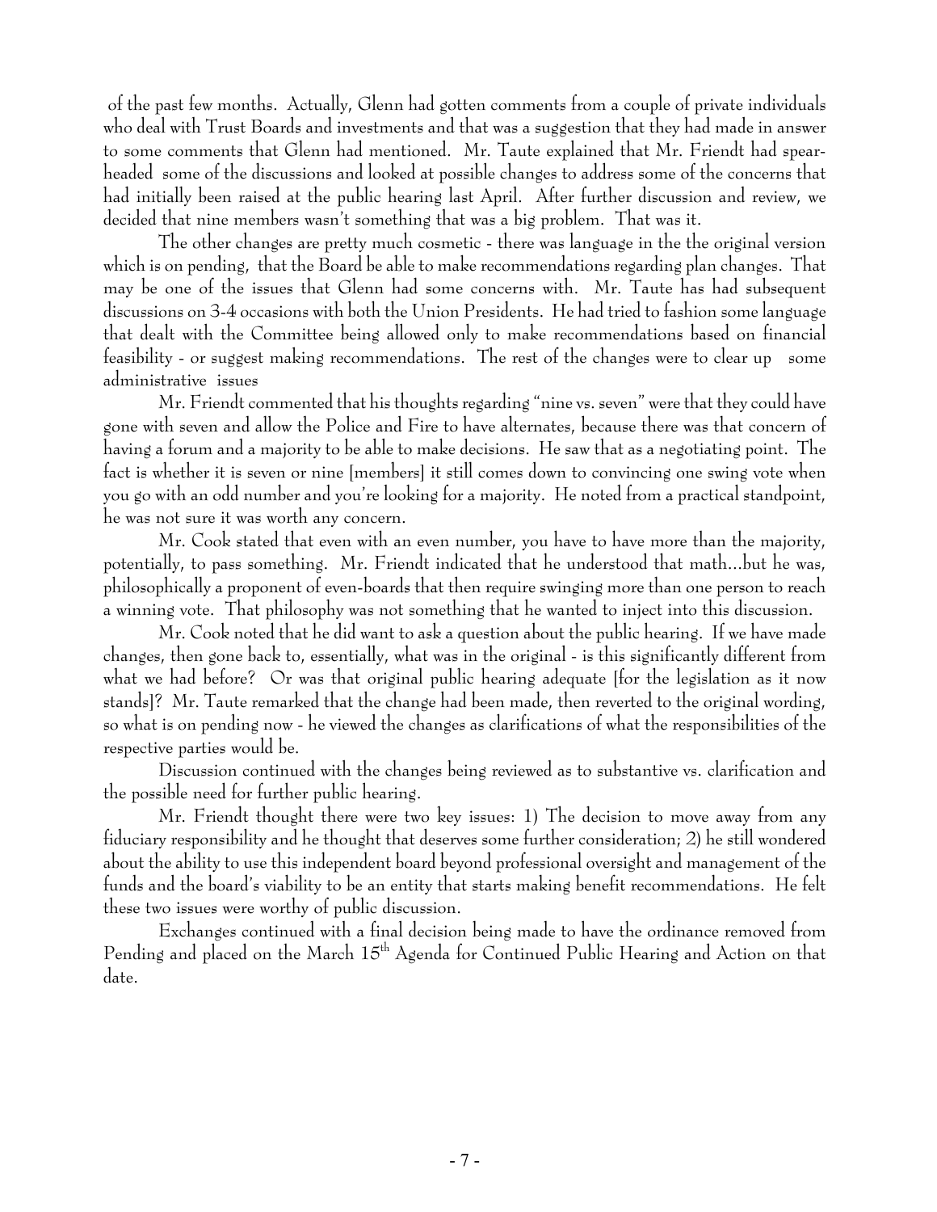of the past few months. Actually, Glenn had gotten comments from a couple of private individuals who deal with Trust Boards and investments and that was a suggestion that they had made in answer to some comments that Glenn had mentioned. Mr. Taute explained that Mr. Friendt had spear-headed some of the discussions and looked at possible changes to address some of the concerns that had initially been raised at the public hearing last April. After further discussion and review, we decided that nine members wasn't something that was a big problem. That was it.

The other changes are pretty much cosmetic - there was language in the the original version which is on pending, that the Board be able to make recommendations regarding plan changes. That may be one of the issues that Glenn had some concerns with. Mr. Taute has had subsequent discussions on 3-4 occasions with both the Union Presidents. He had tried to fashion some language that dealt with the Committee being allowed only to make recommendations based on financial feasibility - or suggest making recommendations. The rest of the changes were to clear up some administrative issues

Mr. Friendt commented that his thoughts regarding "nine vs. seven" were that they could have gone with seven and allow the Police and Fire to have alternates, because there was that concern of having a forum and a majority to be able to make decisions. He saw that as a negotiating point. The fact is whether it is seven or nine [members] it still comes down to convincing one swing vote when you go with an odd number and you're looking for a majority. He noted from a practical standpoint, he was not sure it was worth any concern.

Mr. Cook stated that even with an even number, you have to have more than the majority, potentially, to pass something. Mr. Friendt indicated that he understood that math...but he was, philosophically a proponent of even-boards that then require swinging more than one person to reach a winning vote. That philosophy was not something that he wanted to inject into this discussion.

Mr. Cook noted that he did want to ask a question about the public hearing. If we have made changes, then gone back to, essentially, what was in the original - is this significantly different from what we had before? Or was that original public hearing adequate [for the legislation as it now stands]? Mr. Taute remarked that the change had been made, then reverted to the original wording, so what is on pending now - he viewed the changes as clarifications of what the responsibilities of the respective parties would be.

Discussion continued with the changes being reviewed as to substantive vs. clarification and the possible need for further public hearing.

Mr. Friendt thought there were two key issues: 1) The decision to move away from any fiduciary responsibility and he thought that deserves some further consideration; 2) he still wondered about the ability to use this independent board beyond professional oversight and management of the funds and the board's viability to be an entity that starts making benefit recommendations. He felt these two issues were worthy of public discussion.

Exchanges continued with a final decision being made to have the ordinance removed from Pending and placed on the March 15th Agenda for Continued Public Hearing and Action on that date.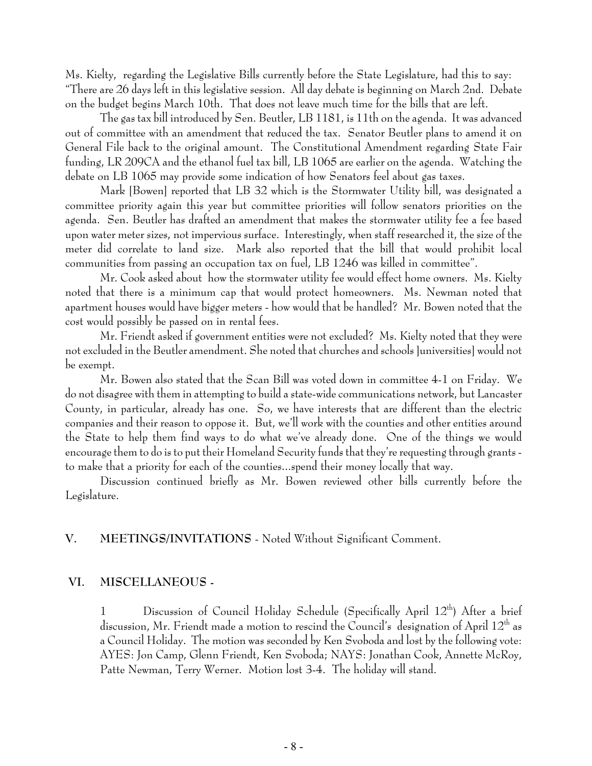Ms. Kielty, regarding the Legislative Bills currently before the State Legislature, had this to say: "There are 26 days left in this legislative session. All day debate is beginning on March 2nd. Debate on the budget begins March 10th. That does not leave much time for the bills that are left.

The gas tax bill introduced by Sen. Beutler, LB 1181, is 11th on the agenda. It was advanced out of committee with an amendment that reduced the tax. Senator Beutler plans to amend it on General File back to the original amount. The Constitutional Amendment regarding State Fair funding, LR 209CA and the ethanol fuel tax bill, LB 1065 are earlier on the agenda. Watching the debate on LB 1065 may provide some indication of how Senators feel about gas taxes.

Mark [Bowen] reported that LB 32 which is the Stormwater Utility bill, was designated a committee priority again this year but committee priorities will follow senators priorities on the agenda. Sen. Beutler has drafted an amendment that makes the stormwater utility fee a fee based upon water meter sizes, not impervious surface. Interestingly, when staff researched it, the size of the meter did correlate to land size. Mark also reported that the bill that would prohibit local communities from passing an occupation tax on fuel, LB 1246 was killed in committee".

Mr. Cook asked about how the stormwater utility fee would effect home owners. Ms. Kielty noted that there is a minimum cap that would protect homeowners. Ms. Newman noted that apartment houses would have bigger meters - how would that be handled? Mr. Bowen noted that the cost would possibly be passed on in rental fees.

Mr. Friendt asked if government entities were not excluded? Ms. Kielty noted that they were not excluded in the Beutler amendment. She noted that churches and schools [universities] would not be exempt.

Mr. Bowen also stated that the Scan Bill was voted down in committee 4-1 on Friday. We do not disagree with them in attempting to build a state-wide communications network, but Lancaster County, in particular, already has one. So, we have interests that are different than the electric companies and their reason to oppose it. But, we'll work with the counties and other entities around the State to help them find ways to do what we've already done. One of the things we would encourage them to do is to put their Homeland Security funds that they're requesting through grants - to make that a priority for each of the counties...spend their money locally that way.

Discussion continued briefly as Mr. Bowen reviewed other bills currently before the Legislature.

## V. MEETINGS/INVITATIONS - Noted Without Significant Comment.

## VI. MISCELLANEOUS -

1 Discussion of Council Holiday Schedule (Specifically April 12th) After a brief discussion, Mr. Friendt made a motion to rescind the Council's designation of April 12th as a Council Holiday. The motion was seconded by Ken Svoboda and lost by the following vote: AYES: Jon Camp, Glenn Friendt, Ken Svoboda; NAYS: Jonathan Cook, Annette McRoy, Patte Newman, Terry Werner. Motion lost 3-4. The holiday will stand.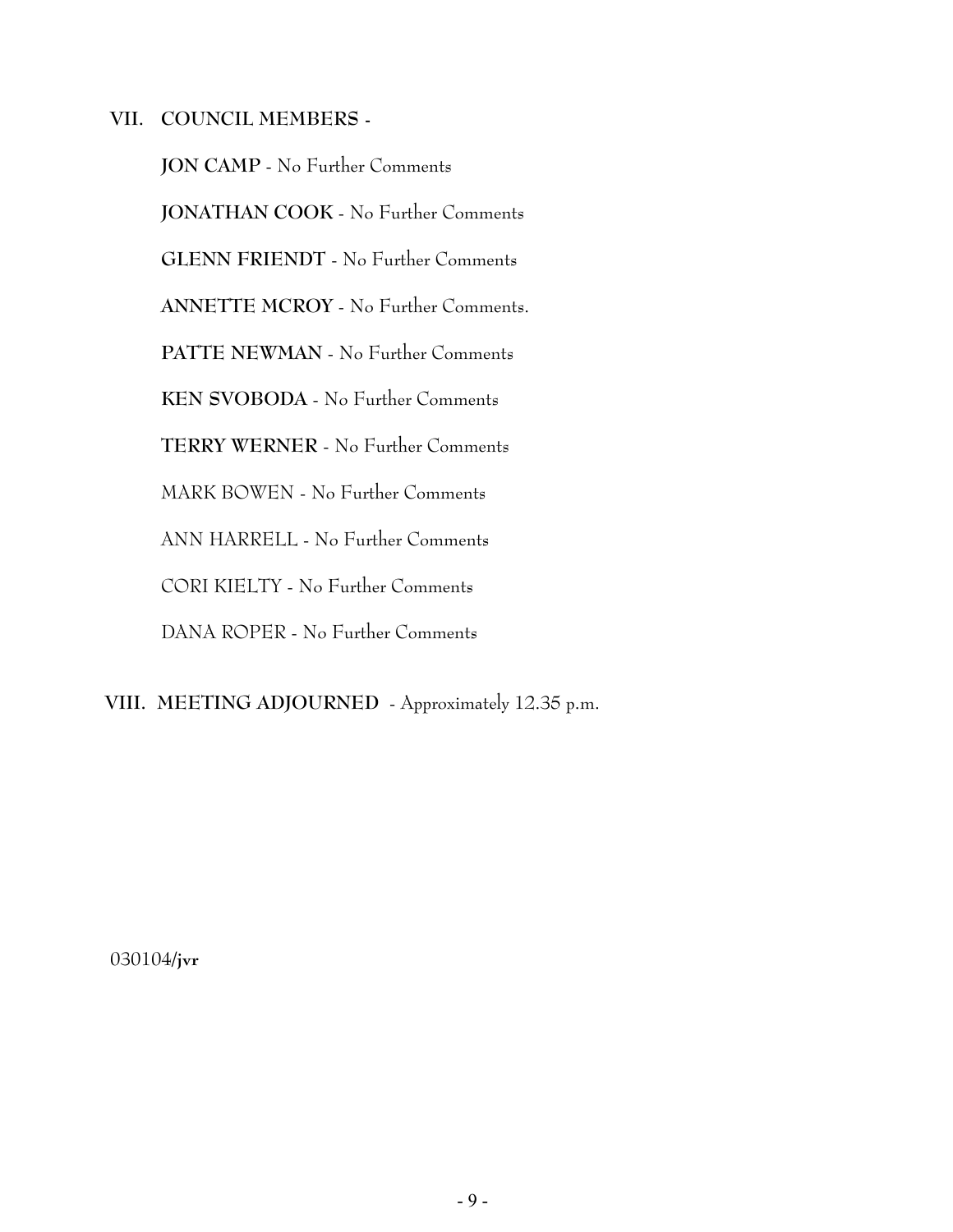## VII. COUNCIL MEMBERS -

**JON CAMP** - No Further Comments

**JONATHAN COOK** - No Further Comments

**GLENN FRIENDT** - No Further Comments

**ANNETTE MCROY** - No Further Comments.

**PATTE NEWMAN** - No Further Comments

**KEN SVOBODA** - No Further Comments

**TERRY WERNER** - No Further Comments

MARK BOWEN - No Further Comments

ANN HARRELL - No Further Comments

CORI KIELTY - No Further Comments

DANA ROPER - No Further Comments

## VIII. MEETING ADJOURNED - Approximately 12.35 p.m.

030104/**jvr**